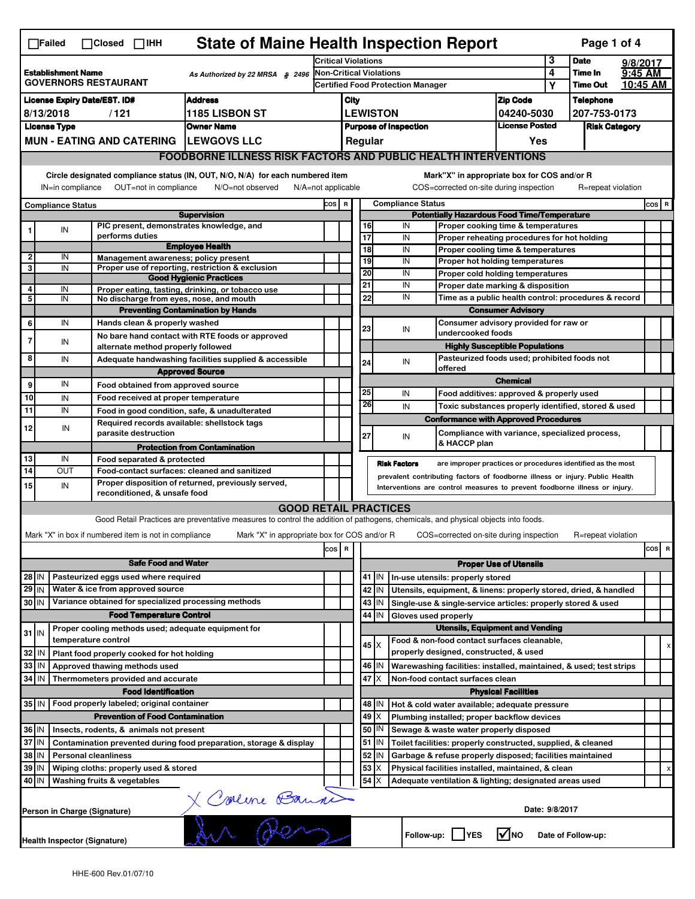☐Failed ☐Closed ☐IHH

# State of Maine Health Inspection Report

| | | |
|---|---|---|
| Critical Violations | 3 | Date 9/8/2017 |
| Non-Critical Violations | 4 | Time In 9:45 AM |
| Certified Food Protection Manager | Y | Time Out 10:45 AM |

**Establishment Name**
GOVERNORS RESTAURANT

As Authorized by 22 MRSA § 2496

| License Expiry Date/EST. ID# | Address | City | Zip Code | Telephone |
|---|---|---|---|---|
| 8/13/2018 / 121 | 1185 LISBON ST | LEWISTON | 04240-5030 | 207-753-0173 |

| License Type | Owner Name | Purpose of Inspection | License Posted | Risk Category |
|---|---|---|---|---|
| MUN - EATING AND CATERING | LEWGOVS LLC | Regular | Yes | |

## FOODBORNE ILLNESS RISK FACTORS AND PUBLIC HEALTH INTERVENTIONS

Circle designated compliance status (IN, OUT, N/O, N/A) for each numbered item
IN=in compliance OUT=not in compliance N/O=not observed N/A=not applicable

Mark"X" in appropriate box for COS and/or R
COS=corrected on-site during inspection R=repeat violation

| # | Compliance Status | Item | COS | R |
|---|---|---|---|---|
| | | **Supervision** | | |
| 1 | IN | PIC present, demonstrates knowledge, and performs duties | | |
| | | **Employee Health** | | |
| 2 | IN | Management awareness; policy present | | |
| 3 | IN | Proper use of reporting, restriction & exclusion | | |
| | | **Good Hygienic Practices** | | |
| 4 | IN | Proper eating, tasting, drinking, or tobacco use | | |
| 5 | IN | No discharge from eyes, nose, and mouth | | |
| | | **Preventing Contamination by Hands** | | |
| 6 | IN | Hands clean & properly washed | | |
| 7 | IN | No bare hand contact with RTE foods or approved alternate method properly followed | | |
| 8 | IN | Adequate handwashing facilities supplied & accessible | | |
| | | **Approved Source** | | |
| 9 | IN | Food obtained from approved source | | |
| 10 | IN | Food received at proper temperature | | |
| 11 | IN | Food in good condition, safe, & unadulterated | | |
| 12 | IN | Required records available: shellstock tags parasite destruction | | |
| | | **Protection from Contamination** | | |
| 13 | IN | Food separated & protected | | |
| 14 | OUT | Food-contact surfaces: cleaned and sanitized | | |
| 15 | IN | Proper disposition of returned, previously served, reconditioned, & unsafe food | | |
| | | **Potentially Hazardous Food Time/Temperature** | | |
| 16 | IN | Proper cooking time & temperatures | | |
| 17 | IN | Proper reheating procedures for hot holding | | |
| 18 | IN | Proper cooling time & temperatures | | |
| 19 | IN | Proper hot holding temperatures | | |
| 20 | IN | Proper cold holding temperatures | | |
| 21 | IN | Proper date marking & disposition | | |
| 22 | IN | Time as a public health control: procedures & record | | |
| | | **Consumer Advisory** | | |
| 23 | IN | Consumer advisory provided for raw or undercooked foods | | |
| | | **Highly Susceptible Populations** | | |
| 24 | IN | Pasteurized foods used; prohibited foods not offered | | |
| | | **Chemical** | | |
| 25 | IN | Food additives: approved & properly used | | |
| 26 | IN | Toxic substances properly identified, stored & used | | |
| | | **Conformance with Approved Procedures** | | |
| 27 | IN | Compliance with variance, specialized process, & HACCP plan | | |

**Risk Factors** are improper practices or procedures identified as the most prevalent contributing factors of foodborne illness or injury. Public Health Interventions are control measures to prevent foodborne illness or injury.

## GOOD RETAIL PRACTICES

Good Retail Practices are preventative measures to control the addition of pathogens, chemicals, and physical objects into foods.

Mark "X" in box if numbered item is not in compliance Mark "X" in appropriate box for COS and/or R COS=corrected on-site during inspection R=repeat violation

| # | | Item | COS | R |
|---|---|---|---|---|
| | | **Safe Food and Water** | | |
| 28 | IN | Pasteurized eggs used where required | | |
| 29 | IN | Water & ice from approved source | | |
| 30 | IN | Variance obtained for specialized processing methods | | |
| | | **Food Temperature Control** | | |
| 31 | IN | Proper cooling methods used; adequate equipment for temperature control | | |
| 32 | IN | Plant food properly cooked for hot holding | | |
| 33 | IN | Approved thawing methods used | | |
| 34 | IN | Thermometers provided and accurate | | |
| | | **Food Identification** | | |
| 35 | IN | Food properly labeled; original container | | |
| | | **Prevention of Food Contamination** | | |
| 36 | IN | Insects, rodents, & animals not present | | |
| 37 | IN | Contamination prevented during food preparation, storage & display | | |
| 38 | IN | Personal cleanliness | | |
| 39 | IN | Wiping cloths: properly used & stored | | |
| 40 | IN | Washing fruits & vegetables | | |
| | | **Proper Use of Utensils** | | |
| 41 | IN | In-use utensils: properly stored | | |
| 42 | IN | Utensils, equipment, & linens: properly stored, dried, & handled | | |
| 43 | IN | Single-use & single-service articles: properly stored & used | | |
| 44 | IN | Gloves used properly | | |
| | | **Utensils, Equipment and Vending** | | |
| 45 | X | Food & non-food contact surfaces cleanable, properly designed, constructed, & used | | x |
| 46 | IN | Warewashing facilities: installed, maintained, & used; test strips | | |
| 47 | X | Non-food contact surfaces clean | | |
| | | **Physical Facilities** | | |
| 48 | IN | Hot & cold water available; adequate pressure | | |
| 49 | X | Plumbing installed; proper backflow devices | | |
| 50 | IN | Sewage & waste water properly disposed | | |
| 51 | IN | Toilet facilities: properly constructed, supplied, & cleaned | | |
| 52 | IN | Garbage & refuse properly disposed; facilities maintained | | |
| 53 | X | Physical facilities installed, maintained, & clean | | x |
| 54 | X | Adequate ventilation & lighting; designated areas used | | |

Person in Charge (Signature) X Carlene Barnes

Date: 9/8/2017

Health Inspector (Signature)

Follow-up: ☐ YES ☑ NO Date of Follow-up:

HHE-600 Rev.01/07/10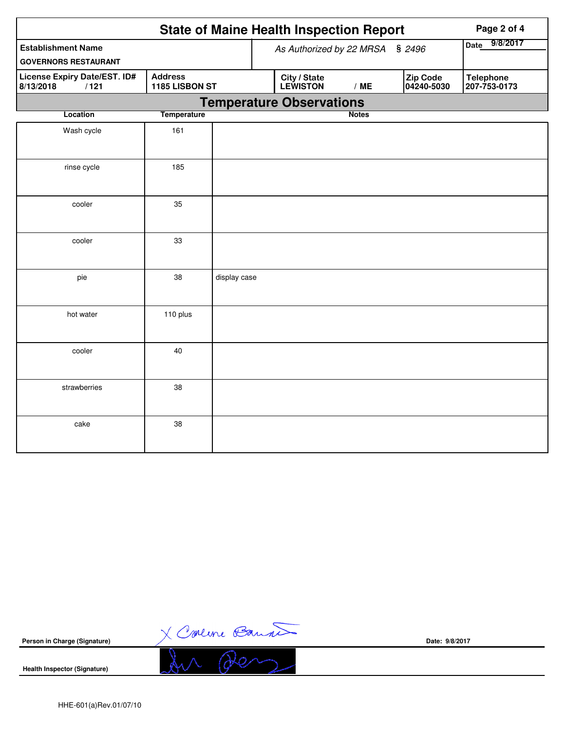# State of Maine Health Inspection Report

| Establishment Name | As Authorized by 22 MRSA § 2496 | | | Date 9/8/2017 |
|---|---|---|---|---|
| GOVERNORS RESTAURANT | | | | |
| **License Expiry Date/EST. ID#** 8/13/2018 / 121 | **Address** 1185 LISBON ST | **City / State** LEWISTON / ME | **Zip Code** 04240-5030 | **Telephone** 207-753-0173 |

## Temperature Observations

| Location | Temperature | Notes |
|---|---|---|
| Wash cycle | 161 | |
| rinse cycle | 185 | |
| cooler | 35 | |
| cooler | 33 | |
| pie | 38 | display case |
| hot water | 110 plus | |
| cooler | 40 | |
| strawberries | 38 | |
| cake | 38 | |

**Person in Charge (Signature)** X Carlene Bauer

**Date:** 9/8/2017

**Health Inspector (Signature)**

HHE-601(a)Rev.01/07/10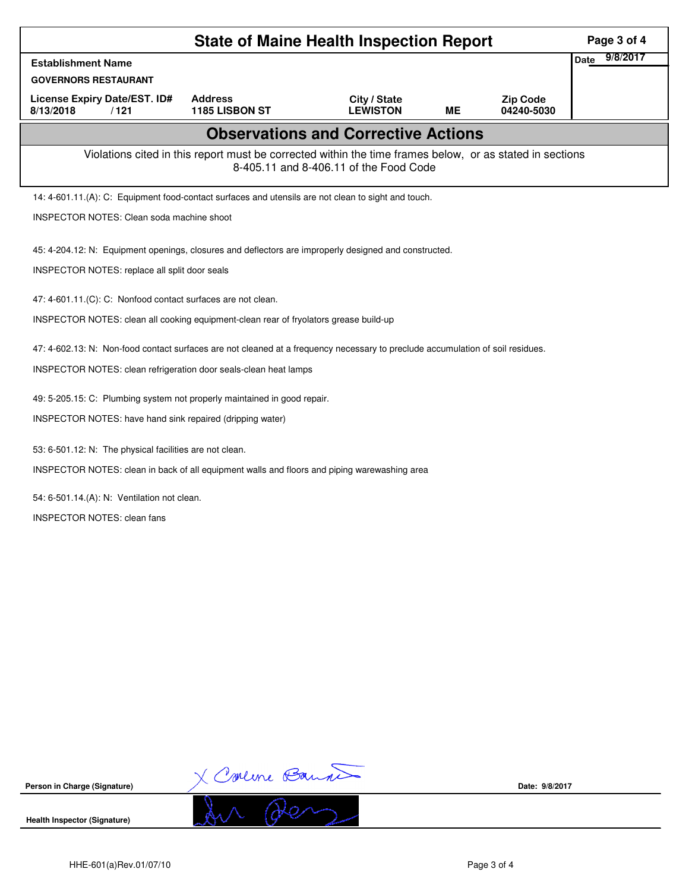# State of Maine Health Inspection Report

| Establishment Name | | | | | Date 9/8/2017 |
|---|---|---|---|---|---|
| GOVERNORS RESTAURANT | | | | | |
| License Expiry Date/EST. ID# | Address | City / State | | Zip Code | |
| 8/13/2018 / 121 | 1185 LISBON ST | LEWISTON | ME | 04240-5030 | |

## Observations and Corrective Actions

Violations cited in this report must be corrected within the time frames below, or as stated in sections 8-405.11 and 8-406.11 of the Food Code

14: 4-601.11.(A): C: Equipment food-contact surfaces and utensils are not clean to sight and touch.

INSPECTOR NOTES: Clean soda machine shoot

45: 4-204.12: N: Equipment openings, closures and deflectors are improperly designed and constructed.

INSPECTOR NOTES: replace all split door seals

47: 4-601.11.(C): C: Nonfood contact surfaces are not clean.

INSPECTOR NOTES: clean all cooking equipment-clean rear of fryolators grease build-up

47: 4-602.13: N: Non-food contact surfaces are not cleaned at a frequency necessary to preclude accumulation of soil residues.

INSPECTOR NOTES: clean refrigeration door seals-clean heat lamps

49: 5-205.15: C: Plumbing system not properly maintained in good repair.

INSPECTOR NOTES: have hand sink repaired (dripping water)

53: 6-501.12: N: The physical facilities are not clean.

INSPECTOR NOTES: clean in back of all equipment walls and floors and piping warewashing area

54: 6-501.14.(A): N: Ventilation not clean.

INSPECTOR NOTES: clean fans

Person in Charge (Signature) X Carlene Baumer  Date: 9/8/2017

Health Inspector (Signature)

HHE-601(a)Rev.01/07/10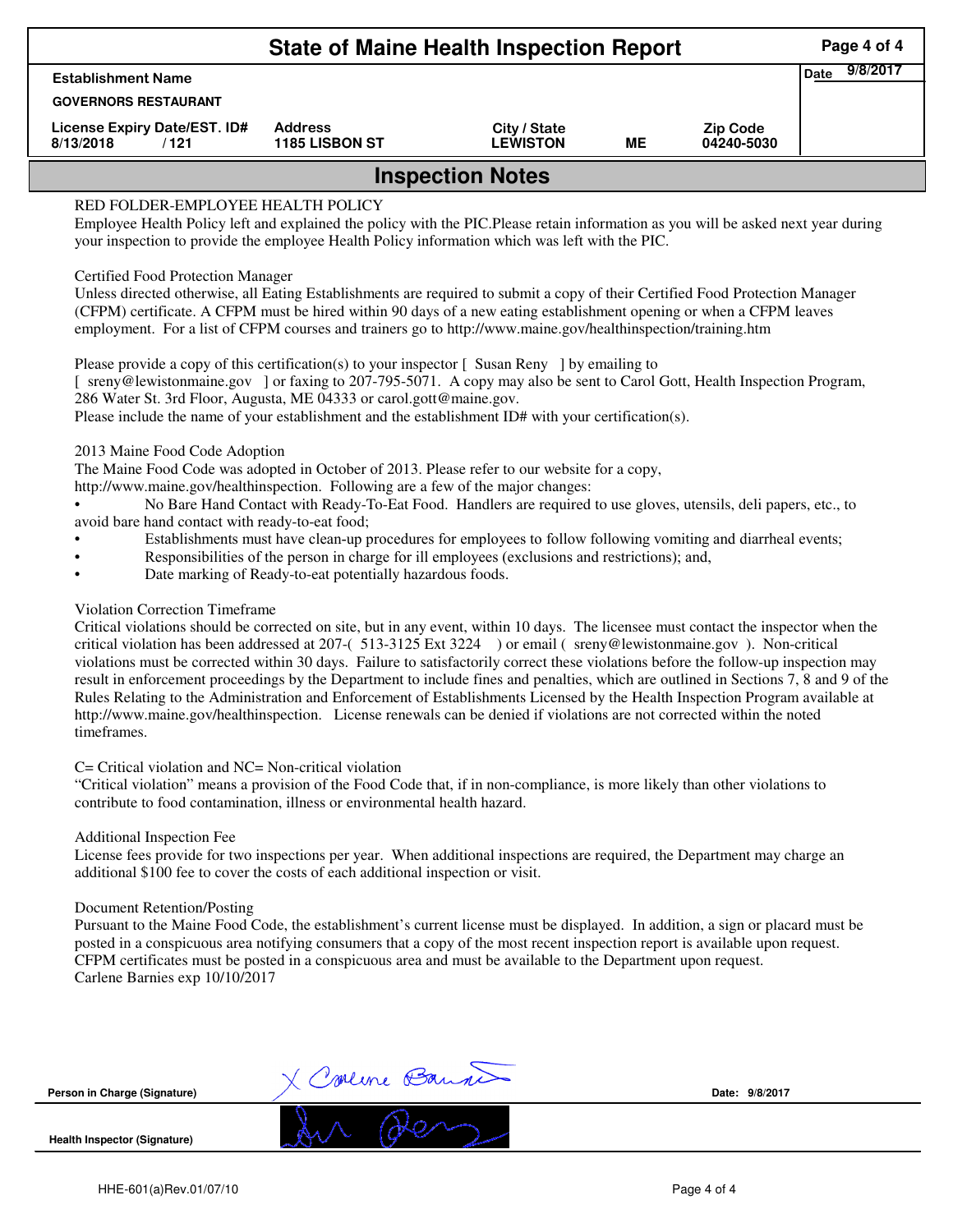# State of Maine Health Inspection Report

| Establishment Name | | | | | Date 9/8/2017 |
|---|---|---|---|---|---|
| GOVERNORS RESTAURANT | | | | | |
| License Expiry Date/EST. ID# 8/13/2018 / 121 | Address 1185 LISBON ST | City / State LEWISTON | ME | Zip Code 04240-5030 | |

## Inspection Notes

RED FOLDER-EMPLOYEE HEALTH POLICY
Employee Health Policy left and explained the policy with the PIC.Please retain information as you will be asked next year during your inspection to provide the employee Health Policy information which was left with the PIC.

Certified Food Protection Manager
Unless directed otherwise, all Eating Establishments are required to submit a copy of their Certified Food Protection Manager (CFPM) certificate. A CFPM must be hired within 90 days of a new eating establishment opening or when a CFPM leaves employment. For a list of CFPM courses and trainers go to http://www.maine.gov/healthinspection/training.htm

Please provide a copy of this certification(s) to your inspector [ Susan Reny ] by emailing to
[ sreny@lewistonmaine.gov ] or faxing to 207-795-5071. A copy may also be sent to Carol Gott, Health Inspection Program, 286 Water St. 3rd Floor, Augusta, ME 04333 or carol.gott@maine.gov.
Please include the name of your establishment and the establishment ID# with your certification(s).

2013 Maine Food Code Adoption
The Maine Food Code was adopted in October of 2013. Please refer to our website for a copy,
http://www.maine.gov/healthinspection. Following are a few of the major changes:

- No Bare Hand Contact with Ready-To-Eat Food. Handlers are required to use gloves, utensils, deli papers, etc., to avoid bare hand contact with ready-to-eat food;
- Establishments must have clean-up procedures for employees to follow following vomiting and diarrheal events;
- Responsibilities of the person in charge for ill employees (exclusions and restrictions); and,
- Date marking of Ready-to-eat potentially hazardous foods.

Violation Correction Timeframe
Critical violations should be corrected on site, but in any event, within 10 days. The licensee must contact the inspector when the critical violation has been addressed at 207-( 513-3125 Ext 3224 ) or email ( sreny@lewistonmaine.gov ). Non-critical violations must be corrected within 30 days. Failure to satisfactorily correct these violations before the follow-up inspection may result in enforcement proceedings by the Department to include fines and penalties, which are outlined in Sections 7, 8 and 9 of the Rules Relating to the Administration and Enforcement of Establishments Licensed by the Health Inspection Program available at http://www.maine.gov/healthinspection. License renewals can be denied if violations are not corrected within the noted timeframes.

C= Critical violation and NC= Non-critical violation
"Critical violation" means a provision of the Food Code that, if in non-compliance, is more likely than other violations to contribute to food contamination, illness or environmental health hazard.

Additional Inspection Fee
License fees provide for two inspections per year. When additional inspections are required, the Department may charge an additional $100 fee to cover the costs of each additional inspection or visit.

Document Retention/Posting
Pursuant to the Maine Food Code, the establishment's current license must be displayed. In addition, a sign or placard must be posted in a conspicuous area notifying consumers that a copy of the most recent inspection report is available upon request. CFPM certificates must be posted in a conspicuous area and must be available to the Department upon request.
Carlene Barnies exp 10/10/2017

Person in Charge (Signature) X Carlene Barnies     Date: 9/8/2017

Health Inspector (Signature)

HHE-601(a)Rev.01/07/10